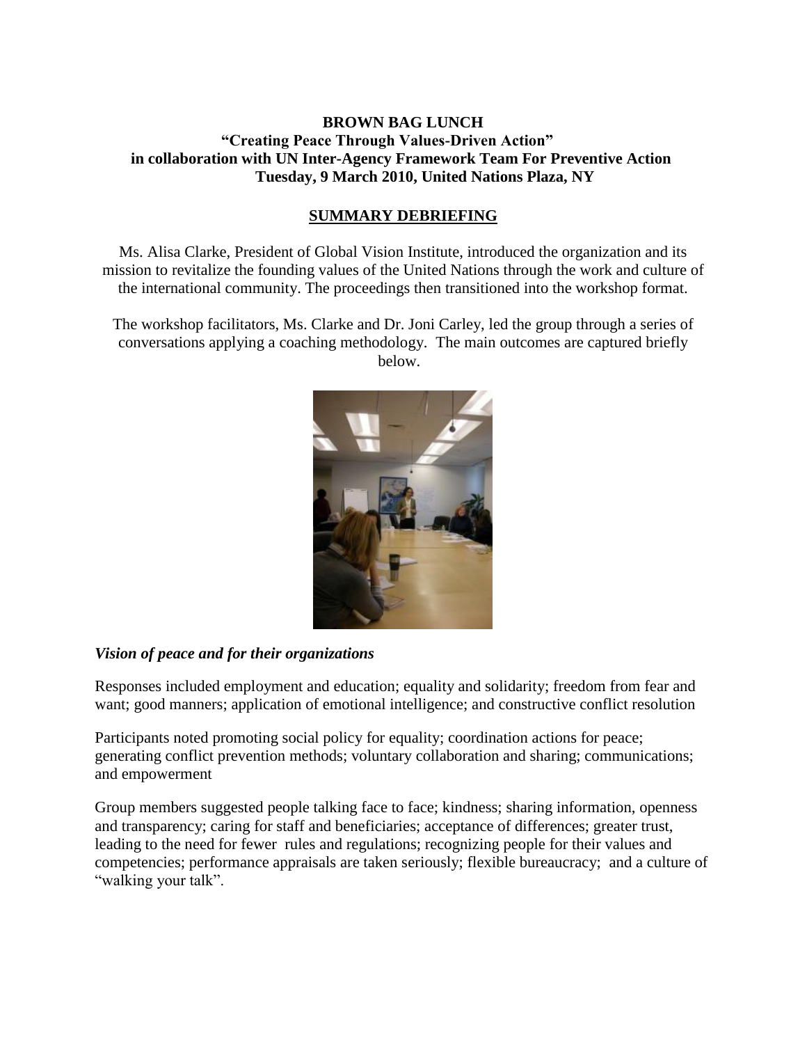**BROWN BAG LUNCH**
**"Creating Peace Through Values-Driven Action"**
**in collaboration with UN Inter-Agency Framework Team For Preventive Action**
**Tuesday, 9 March 2010, United Nations Plaza, NY**

## SUMMARY DEBRIEFING

Ms. Alisa Clarke, President of Global Vision Institute, introduced the organization and its mission to revitalize the founding values of the United Nations through the work and culture of the international community. The proceedings then transitioned into the workshop format.

The workshop facilitators, Ms. Clarke and Dr. Joni Carley, led the group through a series of conversations applying a coaching methodology. The main outcomes are captured briefly below.

### *Vision of peace and for their organizations*

Responses included employment and education; equality and solidarity; freedom from fear and want; good manners; application of emotional intelligence; and constructive conflict resolution

Participants noted promoting social policy for equality; coordination actions for peace; generating conflict prevention methods; voluntary collaboration and sharing; communications; and empowerment

Group members suggested people talking face to face; kindness; sharing information, openness and transparency; caring for staff and beneficiaries; acceptance of differences; greater trust, leading to the need for fewer rules and regulations; recognizing people for their values and competencies; performance appraisals are taken seriously; flexible bureaucracy; and a culture of "walking your talk".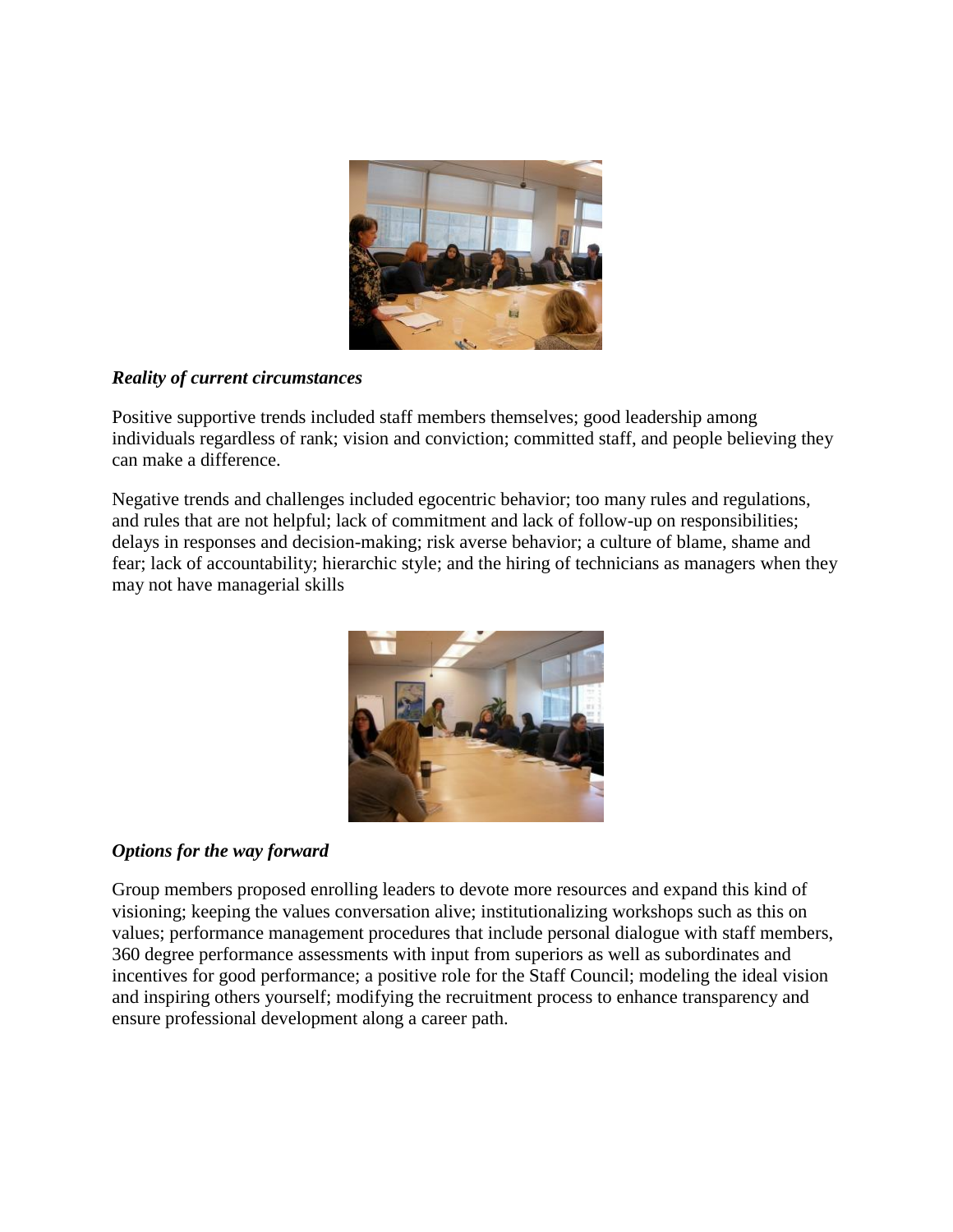***Reality of current circumstances***

Positive supportive trends included staff members themselves; good leadership among individuals regardless of rank; vision and conviction; committed staff, and people believing they can make a difference.

Negative trends and challenges included egocentric behavior; too many rules and regulations, and rules that are not helpful; lack of commitment and lack of follow-up on responsibilities; delays in responses and decision-making; risk averse behavior; a culture of blame, shame and fear; lack of accountability; hierarchic style; and the hiring of technicians as managers when they may not have managerial skills

***Options for the way forward***

Group members proposed enrolling leaders to devote more resources and expand this kind of visioning; keeping the values conversation alive; institutionalizing workshops such as this on values; performance management procedures that include personal dialogue with staff members, 360 degree performance assessments with input from superiors as well as subordinates and incentives for good performance; a positive role for the Staff Council; modeling the ideal vision and inspiring others yourself; modifying the recruitment process to enhance transparency and ensure professional development along a career path.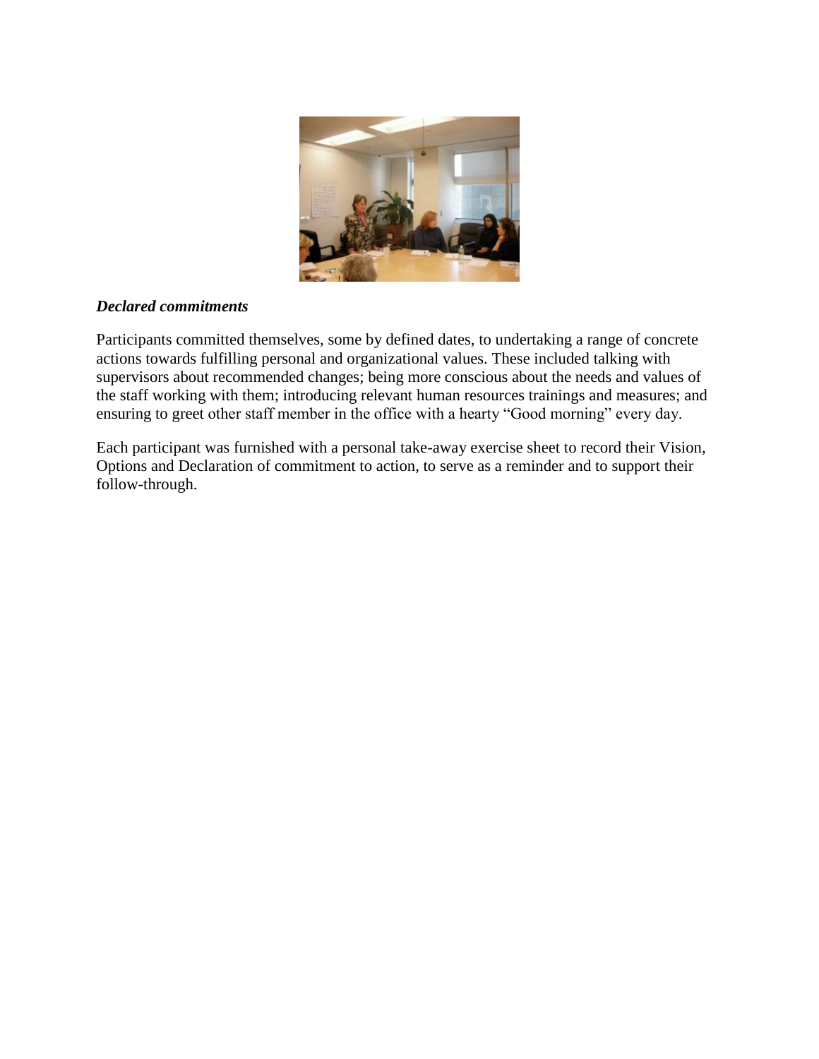***Declared commitments***

Participants committed themselves, some by defined dates, to undertaking a range of concrete actions towards fulfilling personal and organizational values. These included talking with supervisors about recommended changes; being more conscious about the needs and values of the staff working with them; introducing relevant human resources trainings and measures; and ensuring to greet other staff member in the office with a hearty "Good morning" every day.

Each participant was furnished with a personal take-away exercise sheet to record their Vision, Options and Declaration of commitment to action, to serve as a reminder and to support their follow-through.